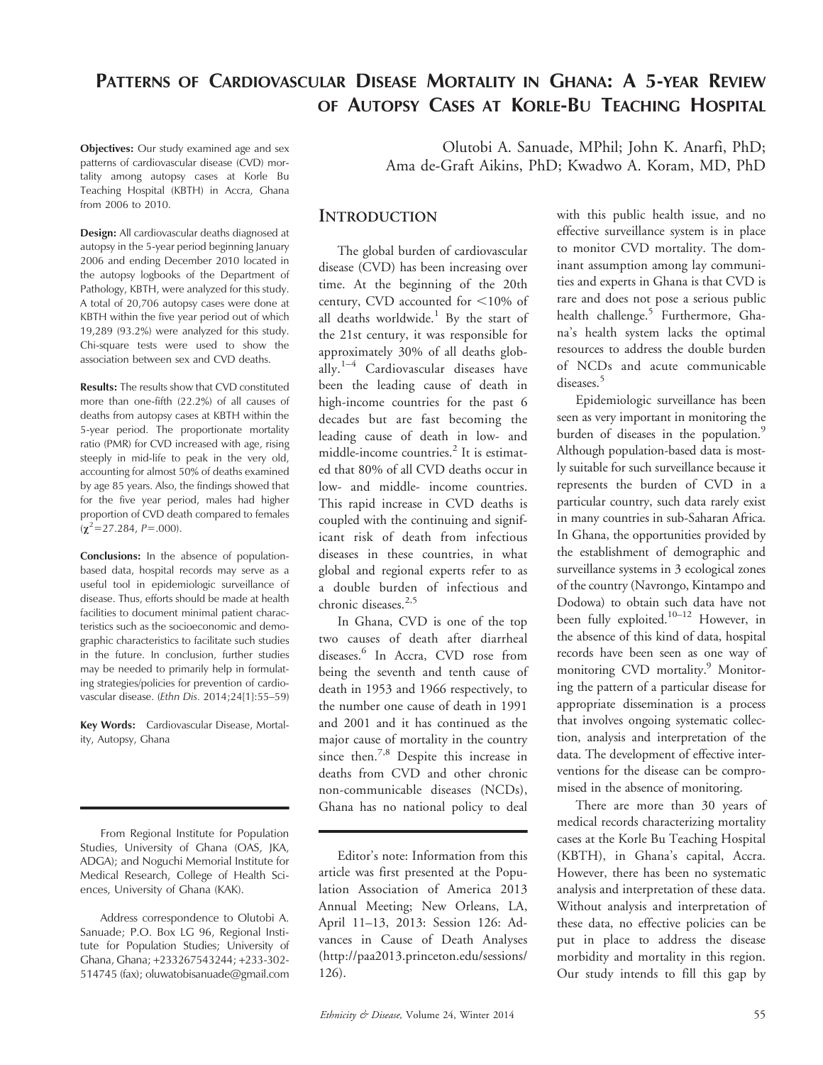# Patterns of Cardiovascular Disease Mortality in Ghana: A 5-year Review of Autopsy Cases at Korle-Bu Teaching Hospital

Olutobi A. Sanuade, MPhil; John K. Anarfi, PhD; Ama de-Graft Aikins, PhD; Kwadwo A. Koram, MD, PhD

**Objectives:** Our study examined age and sex patterns of cardiovascular disease (CVD) mortality among autopsy cases at Korle Bu Teaching Hospital (KBTH) in Accra, Ghana from 2006 to 2010.

**Design:** All cardiovascular deaths diagnosed at autopsy in the 5-year period beginning January 2006 and ending December 2010 located in the autopsy logbooks of the Department of Pathology, KBTH, were analyzed for this study. A total of 20,706 autopsy cases were done at KBTH within the five year period out of which 19,289 (93.2%) were analyzed for this study. Chi-square tests were used to show the association between sex and CVD deaths.

**Results:** The results show that CVD constituted more than one-fifth (22.2%) of all causes of deaths from autopsy cases at KBTH within the 5-year period. The proportionate mortality ratio (PMR) for CVD increased with age, rising steeply in mid-life to peak in the very old, accounting for almost 50% of deaths examined by age 85 years. Also, the findings showed that for the five year period, males had higher proportion of CVD death compared to females ($\chi^2$=27.284, $P$=.000).

**Conclusions:** In the absence of population-based data, hospital records may serve as a useful tool in epidemiologic surveillance of disease. Thus, efforts should be made at health facilities to document minimal patient characteristics such as the socioeconomic and demographic characteristics to facilitate such studies in the future. In conclusion, further studies may be needed to primarily help in formulating strategies/policies for prevention of cardiovascular disease. (*Ethn Dis.* 2014;24[1]:55–59)

**Key Words:** Cardiovascular Disease, Mortality, Autopsy, Ghana

From Regional Institute for Population Studies, University of Ghana (OAS, JKA, ADGA); and Noguchi Memorial Institute for Medical Research, College of Health Sciences, University of Ghana (KAK).

Address correspondence to Olutobi A. Sanuade; P.O. Box LG 96, Regional Institute for Population Studies; University of Ghana, Ghana; +233267543244; +233-302-514745 (fax); oluwatobisanuade@gmail.com

## Introduction

The global burden of cardiovascular disease (CVD) has been increasing over time. At the beginning of the 20th century, CVD accounted for <10% of all deaths worldwide.[1] By the start of the 21st century, it was responsible for approximately 30% of all deaths globally.[1–4] Cardiovascular diseases have been the leading cause of death in high-income countries for the past 6 decades but are fast becoming the leading cause of death in low- and middle-income countries.[2] It is estimated that 80% of all CVD deaths occur in low- and middle- income countries. This rapid increase in CVD deaths is coupled with the continuing and significant risk of death from infectious diseases in these countries, in what global and regional experts refer to as a double burden of infectious and chronic diseases.[2,5]

In Ghana, CVD is one of the top two causes of death after diarrheal diseases.[6] In Accra, CVD rose from being the seventh and tenth cause of death in 1953 and 1966 respectively, to the number one cause of death in 1991 and 2001 and it has continued as the major cause of mortality in the country since then.[7,8] Despite this increase in deaths from CVD and other chronic non-communicable diseases (NCDs), Ghana has no national policy to deal with this public health issue, and no effective surveillance system is in place to monitor CVD mortality. The dominant assumption among lay communities and experts in Ghana is that CVD is rare and does not pose a serious public health challenge.[5] Furthermore, Ghana's health system lacks the optimal resources to address the double burden of NCDs and acute communicable diseases.[5]

Epidemiologic surveillance has been seen as very important in monitoring the burden of diseases in the population.[9] Although population-based data is mostly suitable for such surveillance because it represents the burden of CVD in a particular country, such data rarely exist in many countries in sub-Saharan Africa. In Ghana, the opportunities provided by the establishment of demographic and surveillance systems in 3 ecological zones of the country (Navrongo, Kintampo and Dodowa) to obtain such data have not been fully exploited.[10–12] However, in the absence of this kind of data, hospital records have been seen as one way of monitoring CVD mortality.[9] Monitoring the pattern of a particular disease for appropriate dissemination is a process that involves ongoing systematic collection, analysis and interpretation of the data. The development of effective interventions for the disease can be compromised in the absence of monitoring.

There are more than 30 years of medical records characterizing mortality cases at the Korle Bu Teaching Hospital (KBTH), in Ghana's capital, Accra. However, there has been no systematic analysis and interpretation of these data. Without analysis and interpretation of these data, no effective policies can be put in place to address the disease morbidity and mortality in this region. Our study intends to fill this gap by

Editor's note: Information from this article was first presented at the Population Association of America 2013 Annual Meeting; New Orleans, LA, April 11–13, 2013: Session 126: Advances in Cause of Death Analyses (http://paa2013.princeton.edu/sessions/126).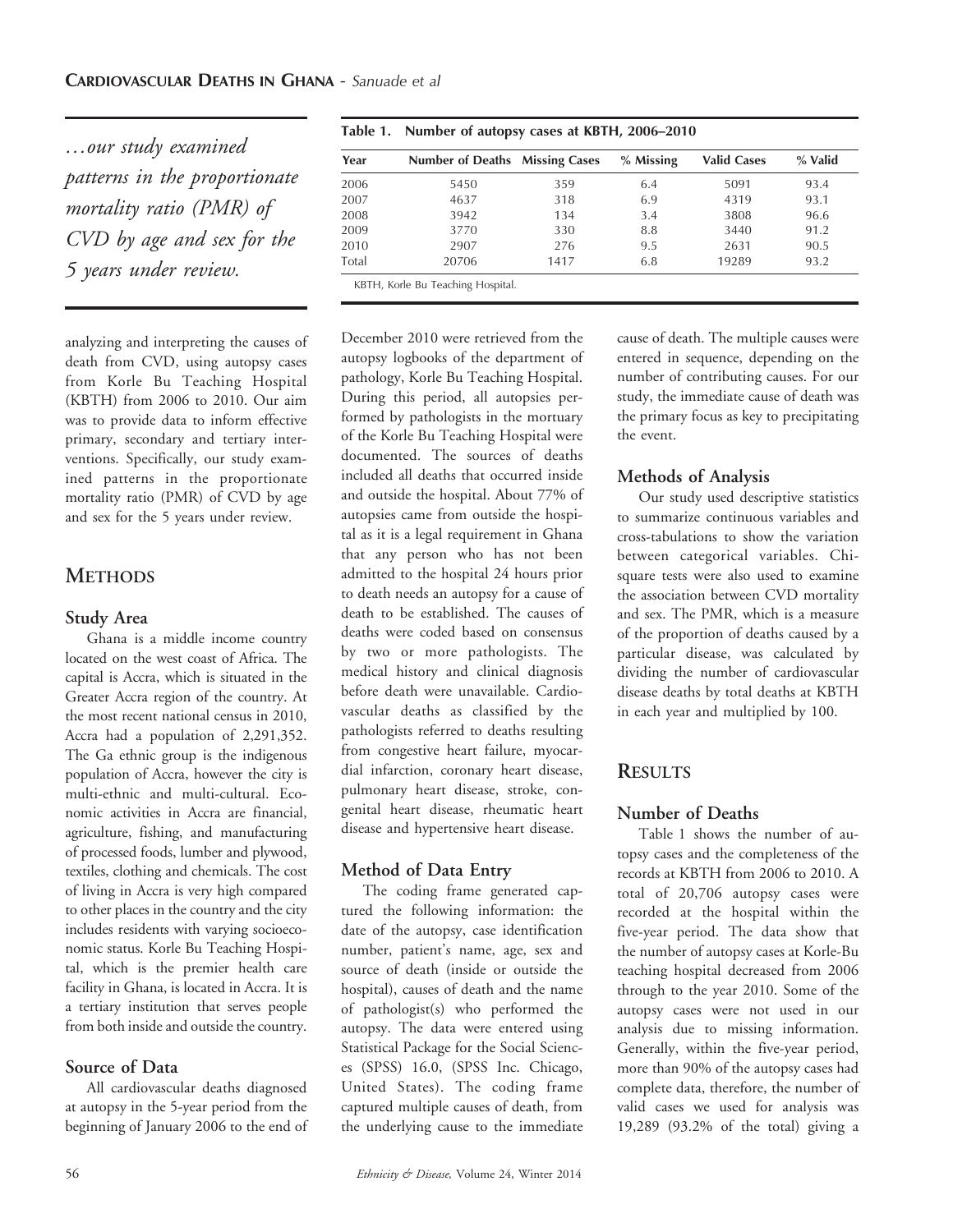*…our study examined patterns in the proportionate mortality ratio (PMR) of CVD by age and sex for the 5 years under review.*

analyzing and interpreting the causes of death from CVD, using autopsy cases from Korle Bu Teaching Hospital (KBTH) from 2006 to 2010. Our aim was to provide data to inform effective primary, secondary and tertiary interventions. Specifically, our study examined patterns in the proportionate mortality ratio (PMR) of CVD by age and sex for the 5 years under review.

## METHODS

### Study Area

Ghana is a middle income country located on the west coast of Africa. The capital is Accra, which is situated in the Greater Accra region of the country. At the most recent national census in 2010, Accra had a population of 2,291,352. The Ga ethnic group is the indigenous population of Accra, however the city is multi-ethnic and multi-cultural. Economic activities in Accra are financial, agriculture, fishing, and manufacturing of processed foods, lumber and plywood, textiles, clothing and chemicals. The cost of living in Accra is very high compared to other places in the country and the city includes residents with varying socioeconomic status. Korle Bu Teaching Hospital, which is the premier health care facility in Ghana, is located in Accra. It is a tertiary institution that serves people from both inside and outside the country.

### Source of Data

All cardiovascular deaths diagnosed at autopsy in the 5-year period from the beginning of January 2006 to the end of December 2010 were retrieved from the autopsy logbooks of the department of pathology, Korle Bu Teaching Hospital. During this period, all autopsies performed by pathologists in the mortuary of the Korle Bu Teaching Hospital were documented. The sources of deaths included all deaths that occurred inside and outside the hospital. About 77% of autopsies came from outside the hospital as it is a legal requirement in Ghana that any person who has not been admitted to the hospital 24 hours prior to death needs an autopsy for a cause of death to be established. The causes of deaths were coded based on consensus by two or more pathologists. The medical history and clinical diagnosis before death were unavailable. Cardiovascular deaths as classified by the pathologists referred to deaths resulting from congestive heart failure, myocardial infarction, coronary heart disease, pulmonary heart disease, stroke, congenital heart disease, rheumatic heart disease and hypertensive heart disease.

### Method of Data Entry

The coding frame generated captured the following information: the date of the autopsy, case identification number, patient's name, age, sex and source of death (inside or outside the hospital), causes of death and the name of pathologist(s) who performed the autopsy. The data were entered using Statistical Package for the Social Sciences (SPSS) 16.0, (SPSS Inc. Chicago, United States). The coding frame captured multiple causes of death, from the underlying cause to the immediate cause of death. The multiple causes were entered in sequence, depending on the number of contributing causes. For our study, the immediate cause of death was the primary focus as key to precipitating the event.

### Methods of Analysis

Our study used descriptive statistics to summarize continuous variables and cross-tabulations to show the variation between categorical variables. Chi-square tests were also used to examine the association between CVD mortality and sex. The PMR, which is a measure of the proportion of deaths caused by a particular disease, was calculated by dividing the number of cardiovascular disease deaths by total deaths at KBTH in each year and multiplied by 100.

## RESULTS

### Number of Deaths

Table 1 shows the number of autopsy cases and the completeness of the records at KBTH from 2006 to 2010. A total of 20,706 autopsy cases were recorded at the hospital within the five-year period. The data show that the number of autopsy cases at Korle-Bu teaching hospital decreased from 2006 through to the year 2010. Some of the autopsy cases were not used in our analysis due to missing information. Generally, within the five-year period, more than 90% of the autopsy cases had complete data, therefore, the number of valid cases we used for analysis was 19,289 (93.2% of the total) giving a

**Table 1. Number of autopsy cases at KBTH, 2006–2010**

| Year | Number of Deaths | Missing Cases | % Missing | Valid Cases | % Valid |
|---|---|---|---|---|---|
| 2006 | 5450 | 359 | 6.4 | 5091 | 93.4 |
| 2007 | 4637 | 318 | 6.9 | 4319 | 93.1 |
| 2008 | 3942 | 134 | 3.4 | 3808 | 96.6 |
| 2009 | 3770 | 330 | 8.8 | 3440 | 91.2 |
| 2010 | 2907 | 276 | 9.5 | 2631 | 90.5 |
| Total | 20706 | 1417 | 6.8 | 19289 | 93.2 |

KBTH, Korle Bu Teaching Hospital.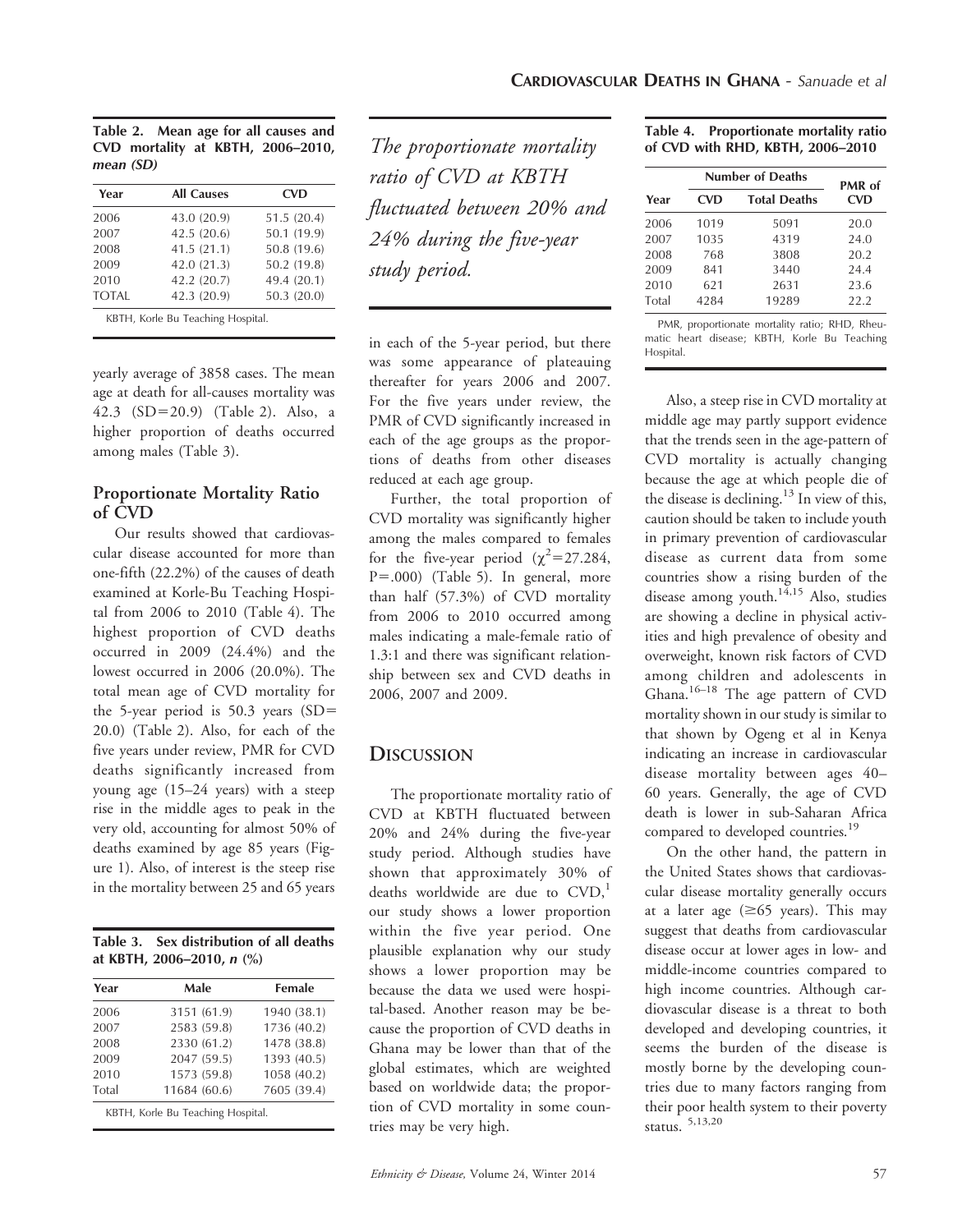**Table 2. Mean age for all causes and CVD mortality at KBTH, 2006–2010, *mean (SD)***

| Year | All Causes | CVD |
|---|---|---|
| 2006 | 43.0 (20.9) | 51.5 (20.4) |
| 2007 | 42.5 (20.6) | 50.1 (19.9) |
| 2008 | 41.5 (21.1) | 50.8 (19.6) |
| 2009 | 42.0 (21.3) | 50.2 (19.8) |
| 2010 | 42.2 (20.7) | 49.4 (20.1) |
| TOTAL | 42.3 (20.9) | 50.3 (20.0) |

KBTH, Korle Bu Teaching Hospital.

yearly average of 3858 cases. The mean age at death for all-causes mortality was 42.3 (SD=20.9) (Table 2). Also, a higher proportion of deaths occurred among males (Table 3).

## Proportionate Mortality Ratio of CVD

Our results showed that cardiovascular disease accounted for more than one-fifth (22.2%) of the causes of death examined at Korle-Bu Teaching Hospital from 2006 to 2010 (Table 4). The highest proportion of CVD deaths occurred in 2009 (24.4%) and the lowest occurred in 2006 (20.0%). The total mean age of CVD mortality for the 5-year period is 50.3 years (SD= 20.0) (Table 2). Also, for each of the five years under review, PMR for CVD deaths significantly increased from young age (15–24 years) with a steep rise in the middle ages to peak in the very old, accounting for almost 50% of deaths examined by age 85 years (Figure 1). Also, of interest is the steep rise in the mortality between 25 and 65 years in each of the 5-year period, but there was some appearance of plateauing thereafter for years 2006 and 2007. For the five years under review, the PMR of CVD significantly increased in each of the age groups as the proportions of deaths from other diseases reduced at each age group.

**Table 3. Sex distribution of all deaths at KBTH, 2006–2010, *n* (%)**

| Year | Male | Female |
|---|---|---|
| 2006 | 3151 (61.9) | 1940 (38.1) |
| 2007 | 2583 (59.8) | 1736 (40.2) |
| 2008 | 2330 (61.2) | 1478 (38.8) |
| 2009 | 2047 (59.5) | 1393 (40.5) |
| 2010 | 1573 (59.8) | 1058 (40.2) |
| Total | 11684 (60.6) | 7605 (39.4) |

KBTH, Korle Bu Teaching Hospital.

*The proportionate mortality ratio of CVD at KBTH fluctuated between 20% and 24% during the five-year study period.*

Further, the total proportion of CVD mortality was significantly higher among the males compared to females for the five-year period ($\chi^2$=27.284, P=.000) (Table 5). In general, more than half (57.3%) of CVD mortality from 2006 to 2010 occurred among males indicating a male-female ratio of 1.3:1 and there was significant relationship between sex and CVD deaths in 2006, 2007 and 2009.

## Discussion

The proportionate mortality ratio of CVD at KBTH fluctuated between 20% and 24% during the five-year study period. Although studies have shown that approximately 30% of deaths worldwide are due to CVD,[1] our study shows a lower proportion within the five year period. One plausible explanation why our study shows a lower proportion may be because the data we used were hospital-based. Another reason may be because the proportion of CVD deaths in Ghana may be lower than that of the global estimates, which are weighted based on worldwide data; the proportion of CVD mortality in some countries may be very high.

**Table 4. Proportionate mortality ratio of CVD with RHD, KBTH, 2006–2010**

| Year | Number of Deaths | | PMR of CVD |
|---|---|---|---|
| | CVD | Total Deaths | |
| 2006 | 1019 | 5091 | 20.0 |
| 2007 | 1035 | 4319 | 24.0 |
| 2008 | 768 | 3808 | 20.2 |
| 2009 | 841 | 3440 | 24.4 |
| 2010 | 621 | 2631 | 23.6 |
| Total | 4284 | 19289 | 22.2 |

PMR, proportionate mortality ratio; RHD, Rheumatic heart disease; KBTH, Korle Bu Teaching Hospital.

Also, a steep rise in CVD mortality at middle age may partly support evidence that the trends seen in the age-pattern of CVD mortality is actually changing because the age at which people die of the disease is declining.[13] In view of this, caution should be taken to include youth in primary prevention of cardiovascular disease as current data from some countries show a rising burden of the disease among youth.[14,15] Also, studies are showing a decline in physical activities and high prevalence of obesity and overweight, known risk factors of CVD among children and adolescents in Ghana.[16–18] The age pattern of CVD mortality shown in our study is similar to that shown by Ogeng et al in Kenya indicating an increase in cardiovascular disease mortality between ages 40–60 years. Generally, the age of CVD death is lower in sub-Saharan Africa compared to developed countries.[19]

On the other hand, the pattern in the United States shows that cardiovascular disease mortality generally occurs at a later age ($\geq$65 years). This may suggest that deaths from cardiovascular disease occur at lower ages in low- and middle-income countries compared to high income countries. Although cardiovascular disease is a threat to both developed and developing countries, it seems the burden of the disease is mostly borne by the developing countries due to many factors ranging from their poor health system to their poverty status.[5,13,20]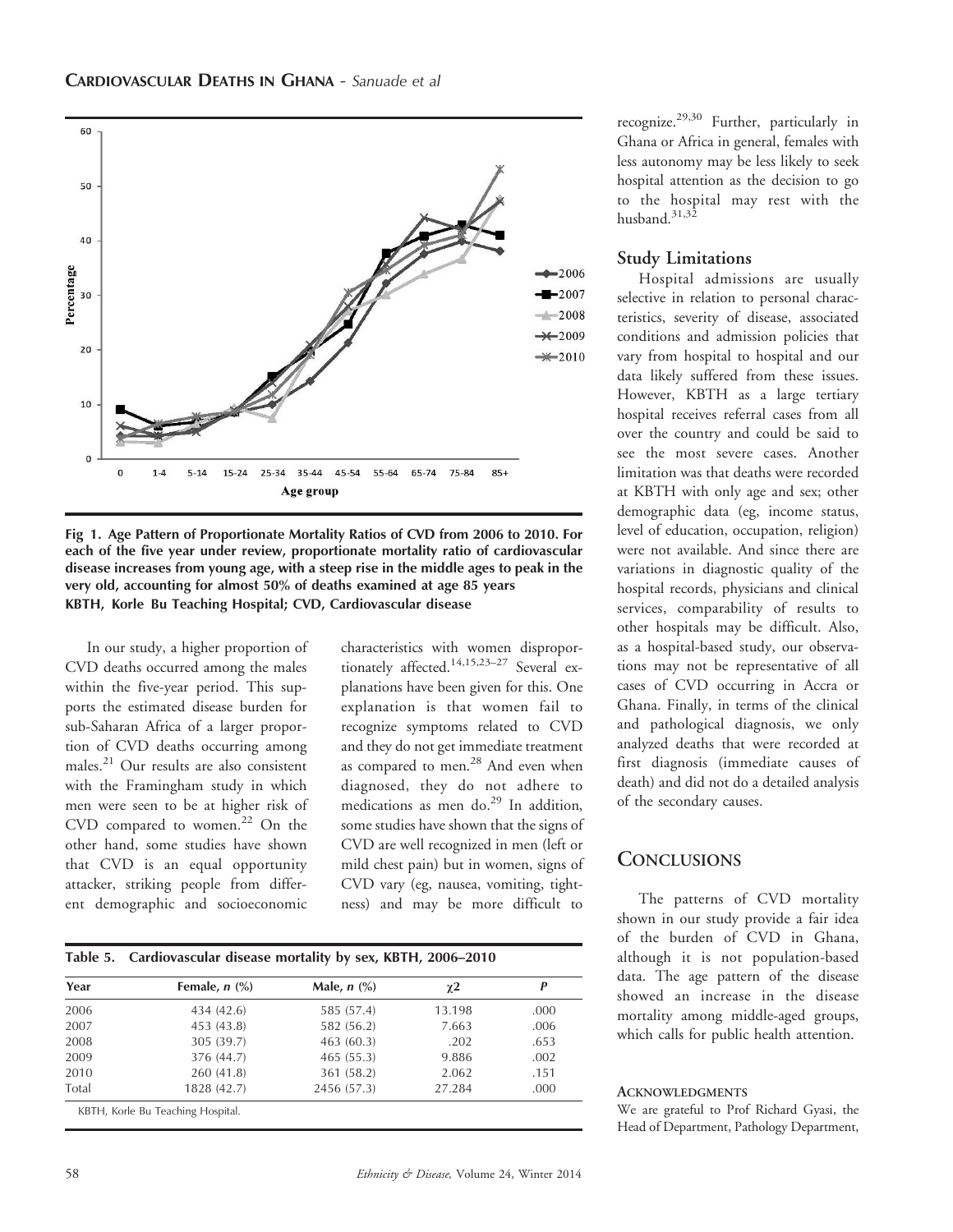Fig 1. Age Pattern of Proportionate Mortality Ratios of CVD from 2006 to 2010. For each of the five year under review, proportionate mortality ratio of cardiovascular disease increases from young age, with a steep rise in the middle ages to peak in the very old, accounting for almost 50% of deaths examined at age 85 years
KBTH, Korle Bu Teaching Hospital; CVD, Cardiovascular disease

In our study, a higher proportion of CVD deaths occurred among the males within the five-year period. This supports the estimated disease burden for sub-Saharan Africa of a larger proportion of CVD deaths occurring among males.[21] Our results are also consistent with the Framingham study in which men were seen to be at higher risk of CVD compared to women.[22] On the other hand, some studies have shown that CVD is an equal opportunity attacker, striking people from different demographic and socioeconomic characteristics with women disproportionately affected.[14,15,23–27] Several explanations have been given for this. One explanation is that women fail to recognize symptoms related to CVD and they do not get immediate treatment as compared to men.[28] And even when diagnosed, they do not adhere to medications as men do.[29] In addition, some studies have shown that the signs of CVD are well recognized in men (left or mild chest pain) but in women, signs of CVD vary (eg, nausea, vomiting, tightness) and may be more difficult to recognize.[29,30] Further, particularly in Ghana or Africa in general, females with less autonomy may be less likely to seek hospital attention as the decision to go to the hospital may rest with the husband.[31,32]

Table 5. Cardiovascular disease mortality by sex, KBTH, 2006–2010

| Year | Female, *n* (%) | Male, *n* (%) | $\chi 2$ | *P* |
|---|---|---|---|---|
| 2006 | 434 (42.6) | 585 (57.4) | 13.198 | .000 |
| 2007 | 453 (43.8) | 582 (56.2) | 7.663 | .006 |
| 2008 | 305 (39.7) | 463 (60.3) | .202 | .653 |
| 2009 | 376 (44.7) | 465 (55.3) | 9.886 | .002 |
| 2010 | 260 (41.8) | 361 (58.2) | 2.062 | .151 |
| Total | 1828 (42.7) | 2456 (57.3) | 27.284 | .000 |

KBTH, Korle Bu Teaching Hospital.

### Study Limitations

Hospital admissions are usually selective in relation to personal characteristics, severity of disease, associated conditions and admission policies that vary from hospital to hospital and our data likely suffered from these issues. However, KBTH as a large tertiary hospital receives referral cases from all over the country and could be said to see the most severe cases. Another limitation was that deaths were recorded at KBTH with only age and sex; other demographic data (eg, income status, level of education, occupation, religion) were not available. And since there are variations in diagnostic quality of the hospital records, physicians and clinical services, comparability of results to other hospitals may be difficult. Also, as a hospital-based study, our observations may not be representative of all cases of CVD occurring in Accra or Ghana. Finally, in terms of the clinical and pathological diagnosis, we only analyzed deaths that were recorded at first diagnosis (immediate causes of death) and did not do a detailed analysis of the secondary causes.

## Conclusions

The patterns of CVD mortality shown in our study provide a fair idea of the burden of CVD in Ghana, although it is not population-based data. The age pattern of the disease showed an increase in the disease mortality among middle-aged groups, which calls for public health attention.

#### Acknowledgments

We are grateful to Prof Richard Gyasi, the Head of Department, Pathology Department,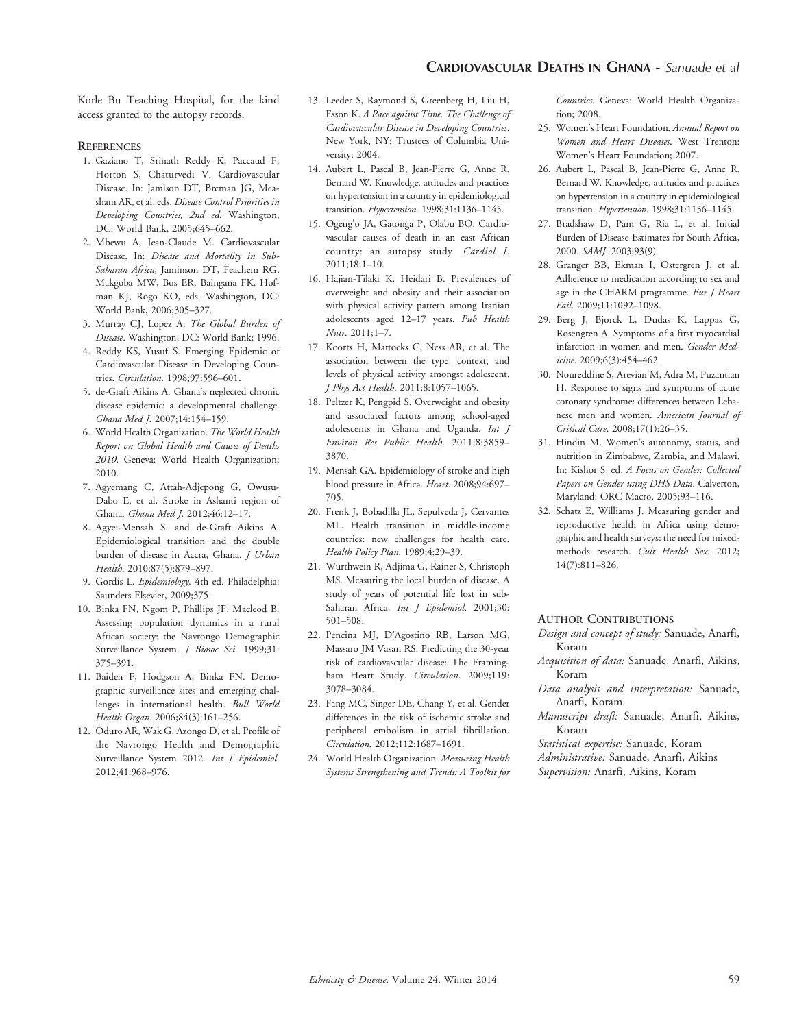Korle Bu Teaching Hospital, for the kind access granted to the autopsy records.

## References

1. Gaziano T, Srinath Reddy K, Paccaud F, Horton S, Chaturvedi V. Cardiovascular Disease. In: Jamison DT, Breman JG, Measham AR, et al, eds. *Disease Control Priorities in Developing Countries, 2nd ed*. Washington, DC: World Bank, 2005;645–662.
2. Mbewu A, Jean-Claude M. Cardiovascular Disease. In: *Disease and Mortality in Sub-Saharan Africa*, Jaminson DT, Feachem RG, Makgoba MW, Bos ER, Baingana FK, Hofman KJ, Rogo KO, eds. Washington, DC: World Bank, 2006;305–327.
3. Murray CJ, Lopez A. *The Global Burden of Disease*. Washington, DC: World Bank; 1996.
4. Reddy KS, Yusuf S. Emerging Epidemic of Cardiovascular Disease in Developing Countries. *Circulation*. 1998;97:596–601.
5. de-Graft Aikins A. Ghana's neglected chronic disease epidemic: a developmental challenge. *Ghana Med J*. 2007;14:154–159.
6. World Health Organization. *The World Health Report on Global Health and Causes of Deaths 2010*. Geneva: World Health Organization; 2010.
7. Agyemang C, Attah-Adjepong G, Owusu-Dabo E, et al. Stroke in Ashanti region of Ghana. *Ghana Med J*. 2012;46:12–17.
8. Agyei-Mensah S. and de-Graft Aikins A. Epidemiological transition and the double burden of disease in Accra, Ghana. *J Urban Health*. 2010;87(5):879–897.
9. Gordis L. *Epidemiology*, 4th ed. Philadelphia: Saunders Elsevier, 2009;375.
10. Binka FN, Ngom P, Phillips JF, Macleod B. Assessing population dynamics in a rural African society: the Navrongo Demographic Surveillance System. *J Biosoc Sci*. 1999;31: 375–391.
11. Baiden F, Hodgson A, Binka FN. Demographic surveillance sites and emerging challenges in international health. *Bull World Health Organ*. 2006;84(3):161–256.
12. Oduro AR, Wak G, Azongo D, et al. Profile of the Navrongo Health and Demographic Surveillance System 2012. *Int J Epidemiol*. 2012;41:968–976.
13. Leeder S, Raymond S, Greenberg H, Liu H, Esson K. *A Race against Time. The Challenge of Cardiovascular Disease in Developing Countries*. New York, NY: Trustees of Columbia University; 2004.
14. Aubert L, Pascal B, Jean-Pierre G, Anne R, Bernard W. Knowledge, attitudes and practices on hypertension in a country in epidemiological transition. *Hypertension*. 1998;31:1136–1145.
15. Ogeng'o JA, Gatonga P, Olabu BO. Cardiovascular causes of death in an east African country: an autopsy study. *Cardiol J*. 2011;18:1–10.
16. Hajian-Tilaki K, Heidari B. Prevalences of overweight and obesity and their association with physical activity pattern among Iranian adolescents aged 12–17 years. *Pub Health Nutr*. 2011;1–7.
17. Koorts H, Mattocks C, Ness AR, et al. The association between the type, context, and levels of physical activity amongst adolescent. *J Phys Act Health*. 2011;8:1057–1065.
18. Peltzer K, Pengpid S. Overweight and obesity and associated factors among school-aged adolescents in Ghana and Uganda. *Int J Environ Res Public Health*. 2011;8:3859–3870.
19. Mensah GA. Epidemiology of stroke and high blood pressure in Africa. *Heart*. 2008;94:697–705.
20. Frenk J, Bobadilla JL, Sepulveda J, Cervantes ML. Health transition in middle-income countries: new challenges for health care. *Health Policy Plan*. 1989;4:29–39.
21. Wurthwein R, Adjima G, Rainer S, Christoph MS. Measuring the local burden of disease. A study of years of potential life lost in sub-Saharan Africa. *Int J Epidemiol*. 2001;30: 501–508.
22. Pencina MJ, D'Agostino RB, Larson MG, Massaro JM Vasan RS. Predicting the 30-year risk of cardiovascular disease: The Framingham Heart Study. *Circulation*. 2009;119: 3078–3084.
23. Fang MC, Singer DE, Chang Y, et al. Gender differences in the risk of ischemic stroke and peripheral embolism in atrial fibrillation. *Circulation*. 2012;112:1687–1691.
24. World Health Organization. *Measuring Health Systems Strengthening and Trends: A Toolkit for Countries*. Geneva: World Health Organization; 2008.
25. Women's Heart Foundation. *Annual Report on Women and Heart Diseases*. West Trenton: Women's Heart Foundation; 2007.
26. Aubert L, Pascal B, Jean-Pierre G, Anne R, Bernard W. Knowledge, attitudes and practices on hypertension in a country in epidemiological transition. *Hypertension*. 1998;31:1136–1145.
27. Bradshaw D, Pam G, Ria L, et al. Initial Burden of Disease Estimates for South Africa, 2000. *SAMJ*. 2003;93(9).
28. Granger BB, Ekman I, Ostergren J, et al. Adherence to medication according to sex and age in the CHARM programme. *Eur J Heart Fail*. 2009;11:1092–1098.
29. Berg J, Bjorck L, Dudas K, Lappas G, Rosengren A. Symptoms of a first myocardial infarction in women and men. *Gender Medicine*. 2009;6(3):454–462.
30. Noureddine S, Arevian M, Adra M, Puzantian H. Response to signs and symptoms of acute coronary syndrome: differences between Lebanese men and women. *American Journal of Critical Care*. 2008;17(1):26–35.
31. Hindin M. Women's autonomy, status, and nutrition in Zimbabwe, Zambia, and Malawi. In: Kishor S, ed. *A Focus on Gender: Collected Papers on Gender using DHS Data*. Calverton, Maryland: ORC Macro, 2005;93–116.
32. Schatz E, Williams J. Measuring gender and reproductive health in Africa using demographic and health surveys: the need for mixed-methods research. *Cult Health Sex*. 2012; 14(7):811–826.

## Author Contributions

*Design and concept of study:* Sanuade, Anarfi, Koram

*Acquisition of data:* Sanuade, Anarfi, Aikins, Koram

*Data analysis and interpretation:* Sanuade, Anarfi, Koram

*Manuscript draft:* Sanuade, Anarfi, Aikins, Koram

*Statistical expertise:* Sanuade, Koram

*Administrative:* Sanuade, Anarfi, Aikins

*Supervision:* Anarfi, Aikins, Koram